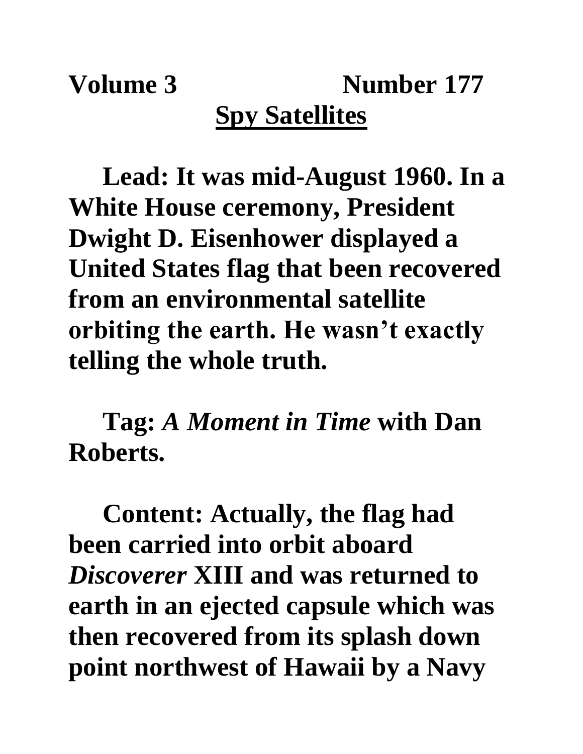**Volume 3 Number 177**

# Spy Satellites

**Lead: It was mid-August 1960. In a White House ceremony, President Dwight D. Eisenhower displayed a United States flag that been recovered from an environmental satellite orbiting the earth. He wasn't exactly telling the whole truth.**

**Tag:** ***A Moment in Time*** **with Dan Roberts.**

**Content: Actually, the flag had been carried into orbit aboard** ***Discoverer*** **XIII and was returned to earth in an ejected capsule which was then recovered from its splash down point northwest of Hawaii by a Navy**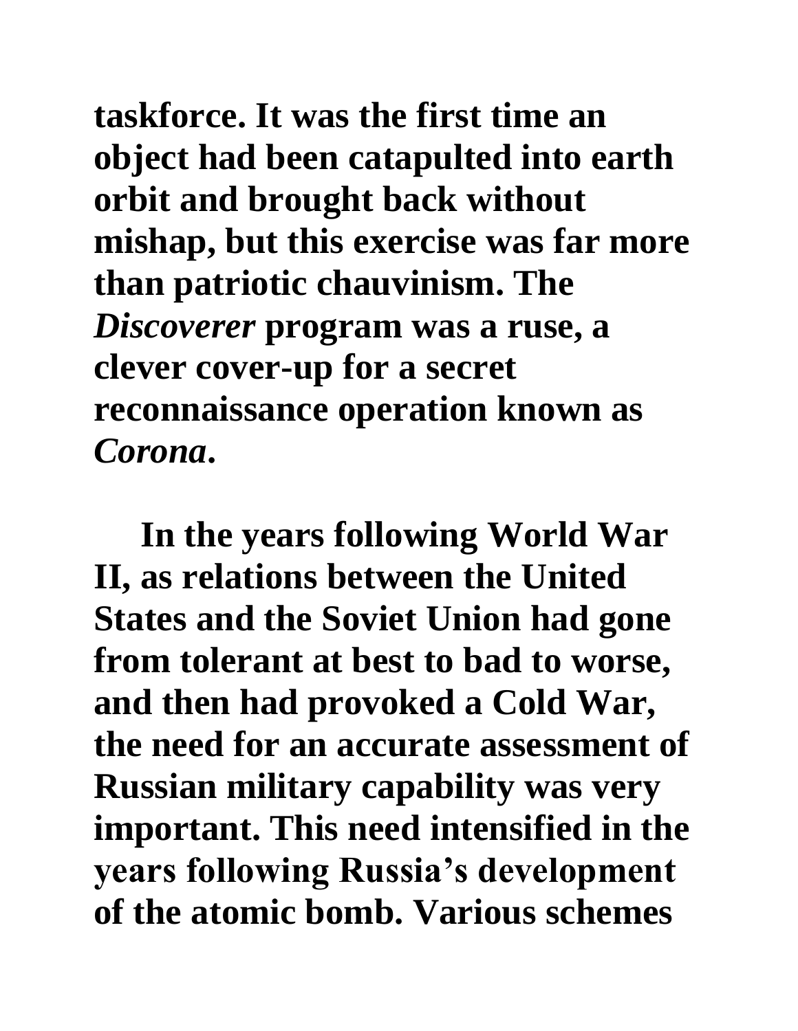**taskforce. It was the first time an object had been catapulted into earth orbit and brought back without mishap, but this exercise was far more than patriotic chauvinism. The *Discoverer* program was a ruse, a clever cover-up for a secret reconnaissance operation known as *Corona*.**

**In the years following World War II, as relations between the United States and the Soviet Union had gone from tolerant at best to bad to worse, and then had provoked a Cold War, the need for an accurate assessment of Russian military capability was very important. This need intensified in the years following Russia's development of the atomic bomb. Various schemes**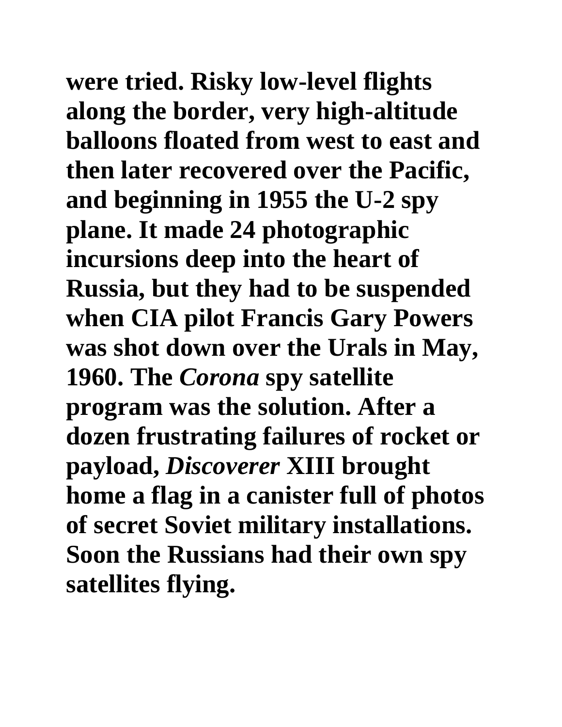**were tried. Risky low-level flights along the border, very high-altitude balloons floated from west to east and then later recovered over the Pacific, and beginning in 1955 the U-2 spy plane. It made 24 photographic incursions deep into the heart of Russia, but they had to be suspended when CIA pilot Francis Gary Powers was shot down over the Urals in May, 1960. The *Corona* spy satellite program was the solution. After a dozen frustrating failures of rocket or payload, *Discoverer* XIII brought home a flag in a canister full of photos of secret Soviet military installations. Soon the Russians had their own spy satellites flying.**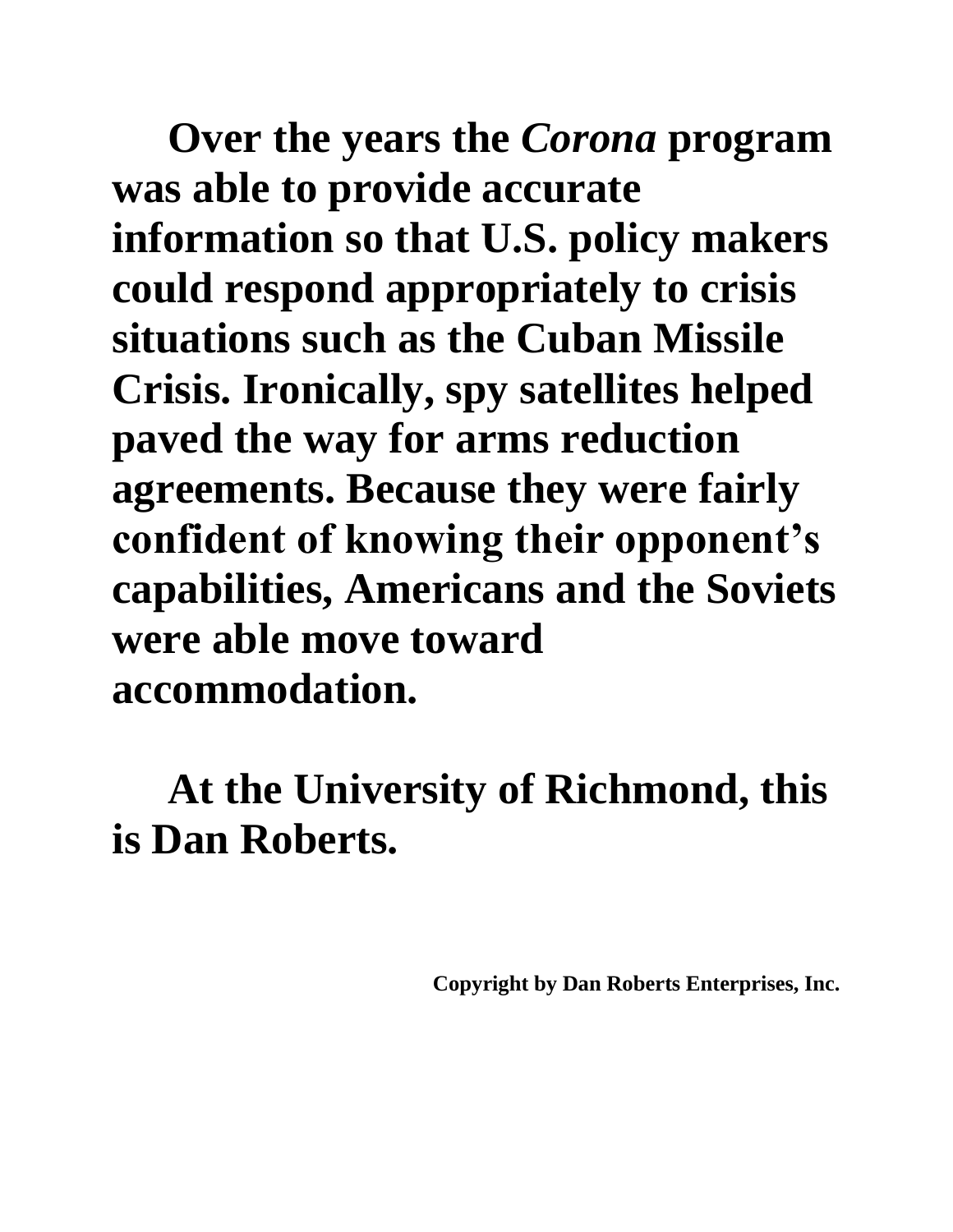**Over the years the *Corona* program was able to provide accurate information so that U.S. policy makers could respond appropriately to crisis situations such as the Cuban Missile Crisis. Ironically, spy satellites helped paved the way for arms reduction agreements. Because they were fairly confident of knowing their opponent's capabilities, Americans and the Soviets were able move toward accommodation.**

**At the University of Richmond, this is Dan Roberts.**

**Copyright by Dan Roberts Enterprises, Inc.**